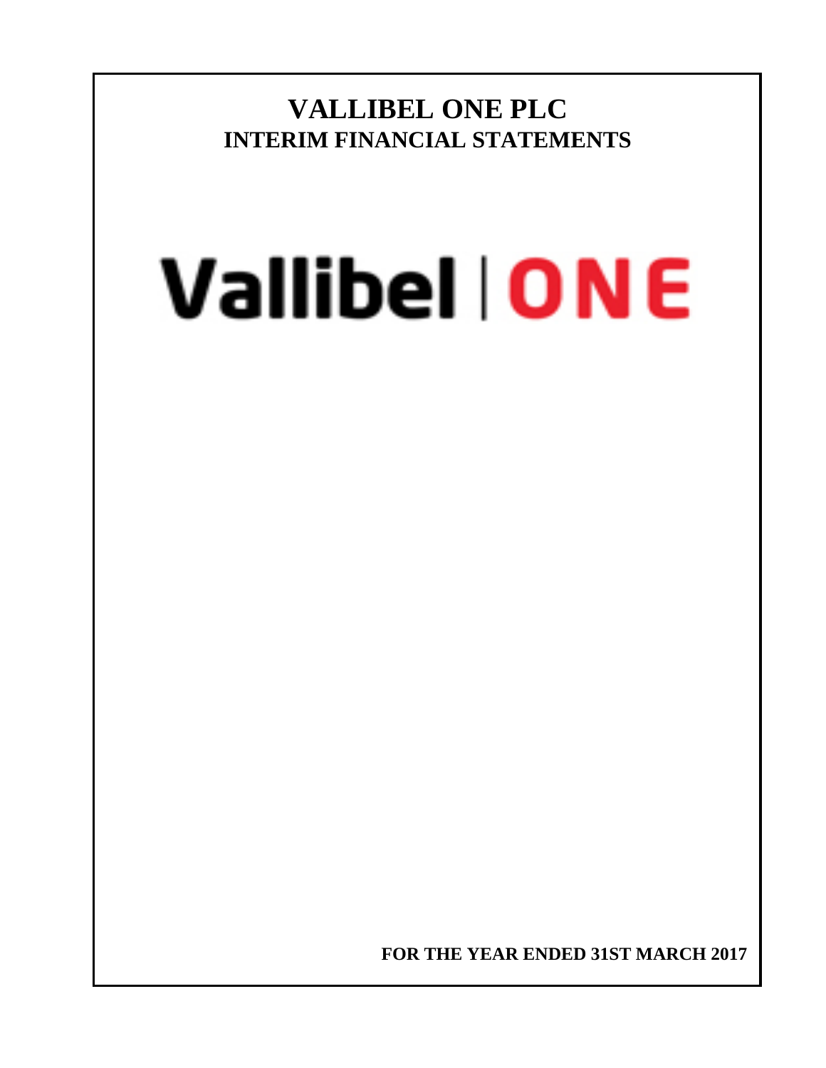# VALLIBEL ONE PLC
## INTERIM FINANCIAL STATEMENTS

Vallibel | ONE

**FOR THE YEAR ENDED 31ST MARCH 2017**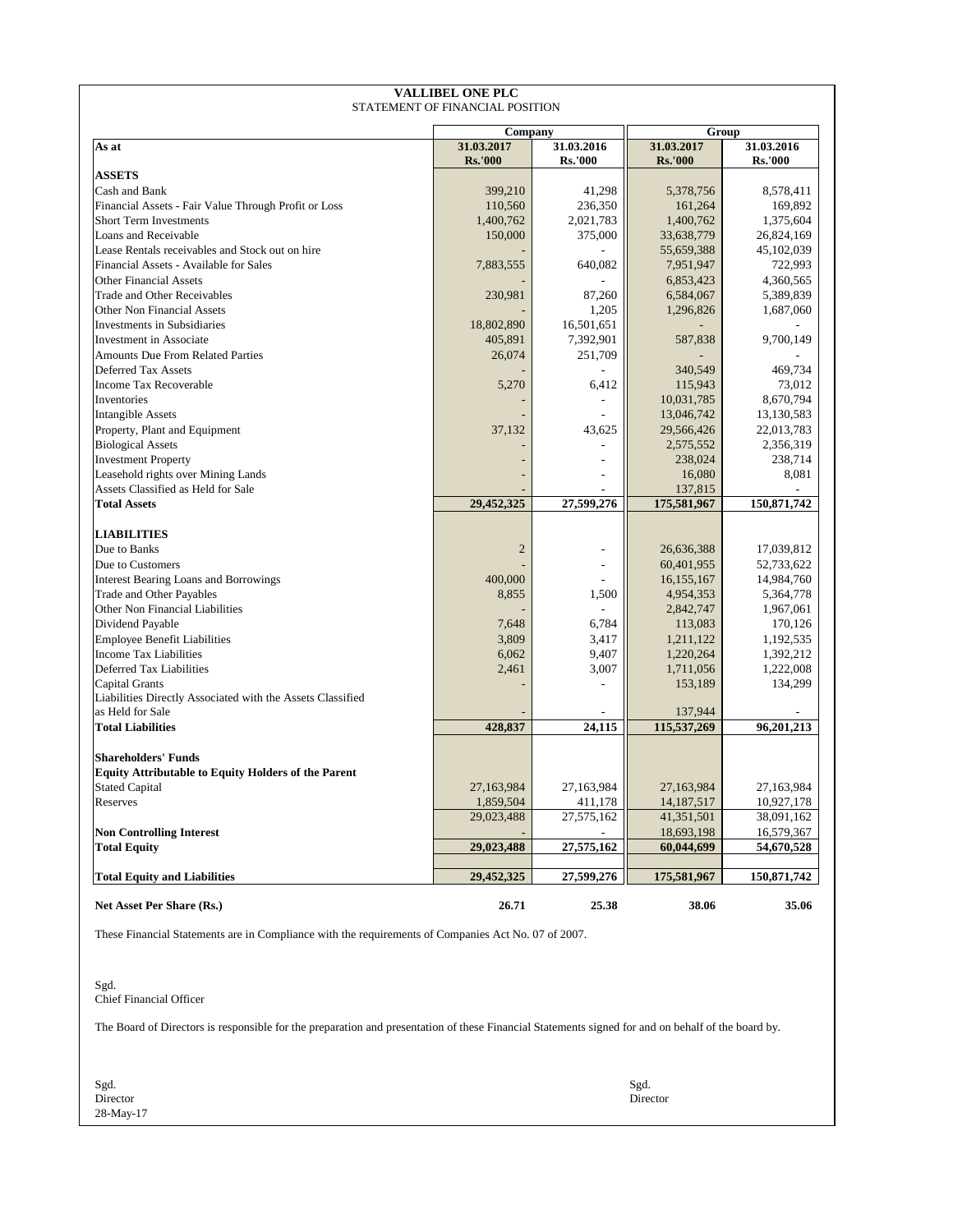# VALLIBEL ONE PLC

## STATEMENT OF FINANCIAL POSITION

| As at | Company | | Group | |
|---|---|---|---|---|
| | 31.03.2017 | 31.03.2016 | 31.03.2017 | 31.03.2016 |
| | Rs.'000 | Rs.'000 | Rs.'000 | Rs.'000 |
| **ASSETS** | | | | |
| Cash and Bank | 399,210 | 41,298 | 5,378,756 | 8,578,411 |
| Financial Assets - Fair Value Through Profit or Loss | 110,560 | 236,350 | 161,264 | 169,892 |
| Short Term Investments | 1,400,762 | 2,021,783 | 1,400,762 | 1,375,604 |
| Loans and Receivable | 150,000 | 375,000 | 33,638,779 | 26,824,169 |
| Lease Rentals receivables and Stock out on hire | - | - | 55,659,388 | 45,102,039 |
| Financial Assets - Available for Sales | 7,883,555 | 640,082 | 7,951,947 | 722,993 |
| Other Financial Assets | - | - | 6,853,423 | 4,360,565 |
| Trade and Other Receivables | 230,981 | 87,260 | 6,584,067 | 5,389,839 |
| Other Non Financial Assets | - | 1,205 | 1,296,826 | 1,687,060 |
| Investments in Subsidiaries | 18,802,890 | 16,501,651 | - | - |
| Investment in Associate | 405,891 | 7,392,901 | 587,838 | 9,700,149 |
| Amounts Due From Related Parties | 26,074 | 251,709 | - | - |
| Deferred Tax Assets | - | - | 340,549 | 469,734 |
| Income Tax Recoverable | 5,270 | 6,412 | 115,943 | 73,012 |
| Inventories | - | - | 10,031,785 | 8,670,794 |
| Intangible Assets | - | - | 13,046,742 | 13,130,583 |
| Property, Plant and Equipment | 37,132 | 43,625 | 29,566,426 | 22,013,783 |
| Biological Assets | - | - | 2,575,552 | 2,356,319 |
| Investment Property | - | - | 238,024 | 238,714 |
| Leasehold rights over Mining Lands | - | - | 16,080 | 8,081 |
| Assets Classified as Held for Sale | - | - | 137,815 | - |
| **Total Assets** | **29,452,325** | **27,599,276** | **175,581,967** | **150,871,742** |
| **LIABILITIES** | | | | |
| Due to Banks | 2 | - | 26,636,388 | 17,039,812 |
| Due to Customers | - | - | 60,401,955 | 52,733,622 |
| Interest Bearing Loans and Borrowings | 400,000 | - | 16,155,167 | 14,984,760 |
| Trade and Other Payables | 8,855 | 1,500 | 4,954,353 | 5,364,778 |
| Other Non Financial Liabilities | - | - | 2,842,747 | 1,967,061 |
| Dividend Payable | 7,648 | 6,784 | 113,083 | 170,126 |
| Employee Benefit Liabilities | 3,809 | 3,417 | 1,211,122 | 1,192,535 |
| Income Tax Liabilities | 6,062 | 9,407 | 1,220,264 | 1,392,212 |
| Deferred Tax Liabilities | 2,461 | 3,007 | 1,711,056 | 1,222,008 |
| Capital Grants | - | - | 153,189 | 134,299 |
| Liabilities Directly Associated with the Assets Classified as Held for Sale | - | - | 137,944 | - |
| **Total Liabilities** | **428,837** | **24,115** | **115,537,269** | **96,201,213** |
| **Shareholders' Funds** | | | | |
| **Equity Attributable to Equity Holders of the Parent** | | | | |
| Stated Capital | 27,163,984 | 27,163,984 | 27,163,984 | 27,163,984 |
| Reserves | 1,859,504 | 411,178 | 14,187,517 | 10,927,178 |
| | 29,023,488 | 27,575,162 | 41,351,501 | 38,091,162 |
| **Non Controlling Interest** | - | - | 18,693,198 | 16,579,367 |
| **Total Equity** | **29,023,488** | **27,575,162** | **60,044,699** | **54,670,528** |
| **Total Equity and Liabilities** | **29,452,325** | **27,599,276** | **175,581,967** | **150,871,742** |
| **Net Asset Per Share (Rs.)** | **26.71** | **25.38** | **38.06** | **35.06** |

These Financial Statements are in Compliance with the requirements of Companies Act No. 07 of 2007.

Sgd.
Chief Financial Officer

The Board of Directors is responsible for the preparation and presentation of these Financial Statements signed for and on behalf of the board by.

Sgd.
Director
28-May-17

Sgd.
Director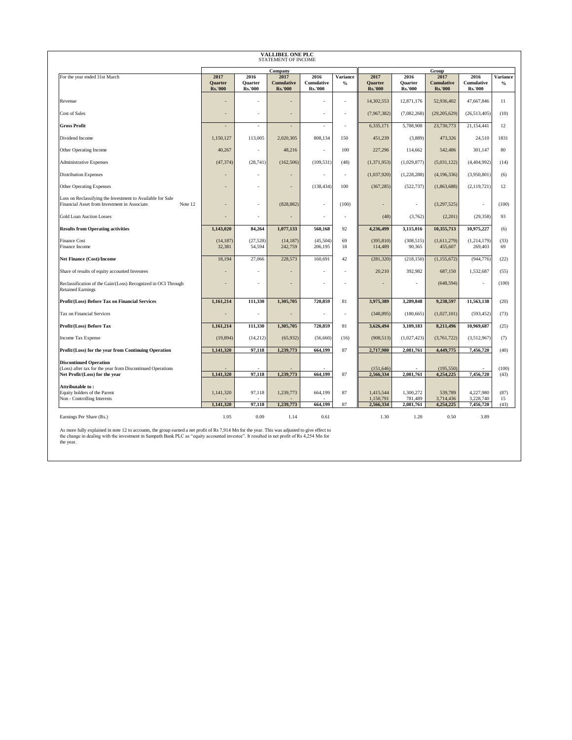# VALLIBEL ONE PLC

STATEMENT OF INCOME

| For the year ended 31st March | Company | | | | | Group | | | | |
|---|---|---|---|---|---|---|---|---|---|---|
| | 2017 Quarter Rs.'000 | 2016 Quarter Rs.'000 | 2017 Cumulative Rs.'000 | 2016 Cumulative Rs.'000 | Variance % | 2017 Quarter Rs.'000 | 2016 Quarter Rs.'000 | 2017 Cumulative Rs.'000 | 2016 Cumulative Rs.'000 | Variance % |
| Revenue | - | - | - | - | - | 14,302,553 | 12,871,176 | 52,936,402 | 47,667,846 | 11 |
| Cost of Sales | - | - | - | - | - | (7,967,382) | (7,082,268) | (29,205,629) | (26,513,405) | (10) |
| **Gross Profit** | - | - | - | - | - | 6,335,171 | 5,788,908 | 23,730,773 | 21,154,441 | 12 |
| Dividend Income | 1,150,127 | 113,005 | 2,020,305 | 808,134 | 150 | 451,239 | (3,889) | 473,326 | 24,510 | 1831 |
| Other Operating Income | 40,267 | - | 48,216 | - | 100 | 227,296 | 114,662 | 542,486 | 301,147 | 80 |
| Administrative Expenses | (47,374) | (28,741) | (162,506) | (109,531) | (48) | (1,371,953) | (1,029,877) | (5,031,122) | (4,404,992) | (14) |
| Distribution Expenses | - | - | - | - | - | (1,037,920) | (1,228,288) | (4,196,336) | (3,950,801) | (6) |
| Other Operating Expenses | - | - | - | (138,434) | 100 | (367,285) | (522,737) | (1,863,688) | (2,119,721) | 12 |
| Loss on Reclassifying the Investment to Available for Sale Financial Asset from Investment in Associate. Note 12 | - | - | (828,882) | - | (100) | - | - | (3,297,525) | - | (100) |
| Gold Loan Auction Losses | - | - | - | - | - | (48) | (3,762) | (2,201) | (29,358) | 93 |
| **Results from Operating activities** | **1,143,020** | **84,264** | **1,077,133** | **560,168** | 92 | **4,236,499** | **3,115,016** | **10,355,713** | **10,975,227** | (6) |
| Finance Cost | (14,187) | (27,528) | (14,187) | (45,504) | 69 | (395,810) | (308,515) | (1,611,279) | (1,214,179) | (33) |
| Finance Income | 32,381 | 54,594 | 242,759 | 206,195 | 18 | 114,489 | 90,365 | 455,607 | 269,403 | 69 |
| **Net Finance (Cost)/Income** | 18,194 | 27,066 | 228,573 | 160,691 | 42 | (281,320) | (218,150) | (1,155,672) | (944,776) | (22) |
| Share of results of equity accounted Investees | - | - | - | - | - | 20,210 | 392,982 | 687,150 | 1,532,687 | (55) |
| Reclassification of the Gain/(Loss) Recognized in OCI Through Retained Earnings | - | - | - | - | - | - | - | (648,594) | - | (100) |
| **Profit/(Loss) Before Tax on Financial Services** | **1,161,214** | **111,330** | **1,305,705** | **720,859** | 81 | **3,975,389** | **3,289,848** | **9,238,597** | **11,563,138** | (20) |
| Tax on Financial Services | - | - | - | - | - | (348,895) | (180,665) | (1,027,101) | (593,452) | (73) |
| **Profit/(Loss) Before Tax** | **1,161,214** | **111,330** | **1,305,705** | **720,859** | 81 | **3,626,494** | **3,109,183** | **8,211,496** | **10,969,687** | (25) |
| Income Tax Expense | (19,894) | (14,212) | (65,932) | (56,660) | (16) | (908,513) | (1,027,423) | (3,761,722) | (3,512,967) | (7) |
| **Profit/(Loss) for the year from Continuing Operation** | **1,141,320** | **97,118** | **1,239,773** | **664,199** | 87 | **2,717,980** | **2,081,761** | **4,449,775** | **7,456,720** | (40) |
| **Discontinued Operation** | | | | | | | | | | |
| (Loss) after tax for the year from Discontinued Operations | - | - | - | - | | (151,646) | - | (195,550) | - | (100) |
| **Net Profit/(Loss) for the year** | **1,141,320** | **97,118** | **1,239,773** | **664,199** | 87 | **2,566,334** | **2,081,761** | **4,254,225** | **7,456,720** | (43) |
| **Attributable to :** | | | | | | | | | | |
| Equity holders of the Parent | 1,141,320 | 97,118 | 1,239,773 | 664,199 | 87 | 1,415,544 | 1,300,272 | 539,789 | 4,227,980 | (87) |
| Non - Controlling Interests | - | - | - | - | | 1,150,791 | 781,489 | 3,714,436 | 3,228,740 | 15 |
| | **1,141,320** | **97,118** | **1,239,773** | **664,199** | 87 | **2,566,334** | **2,081,761** | **4,254,225** | **7,456,720** | (43) |
| Earnings Per Share (Rs.) | 1.05 | 0.09 | 1.14 | 0.61 | | 1.30 | 1.20 | 0.50 | 3.89 | |

As more fully explained in note 12 to accounts, the group earned a net profit of Rs 7,914 Mn for the year. This was adjusted to give effect to the change in dealing with the investment in Sampath Bank PLC as "equity accounted investee". It resulted in net profit of Rs 4,254 Mn for the year.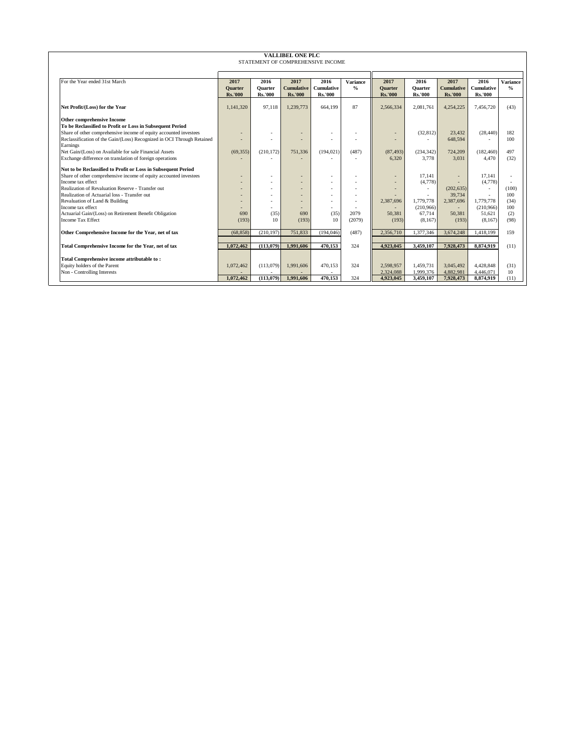# VALLIBEL ONE PLC

STATEMENT OF COMPREHENSIVE INCOME

| For the Year ended 31st March | 2017 Quarter Rs.'000 | 2016 Quarter Rs.'000 | 2017 Cumulative Rs.'000 | 2016 Cumulative Rs.'000 | Variance % | 2017 Quarter Rs.'000 | 2016 Quarter Rs.'000 | 2017 Cumulative Rs.'000 | 2016 Cumulative Rs.'000 | Variance % |
|---|---|---|---|---|---|---|---|---|---|---|
| **Net Profit/(Loss) for the Year** | 1,141,320 | 97,118 | 1,239,773 | 664,199 | 87 | 2,566,334 | 2,081,761 | 4,254,225 | 7,456,720 | (43) |
| **Other comprehensive Income** | | | | | | | | | | |
| **To be Reclassified to Profit or Loss in Subsequent Period** | | | | | | | | | | |
| Share of other comprehensive income of equity accounted investees | - | - | - | - | - | - | (32,812) | 23,432 | (28,440) | 182 |
| Reclassification of the Gain/(Loss) Recognized in OCI Through Retained Earnings | - | - | - | - | - | - | - | 648,594 | - | 100 |
| Net Gain/(Loss) on Available for sale Financial Assets | (69,355) | (210,172) | 751,336 | (194,021) | (487) | (87,493) | (234,342) | 724,209 | (182,460) | 497 |
| Exchange difference on translation of foreign operations | - | - | - | - | - | 6,320 | 3,778 | 3,031 | 4,470 | (32) |
| **Not to be Reclassified to Profit or Loss in Subsequent Period** | | | | | | | | | | |
| Share of other comprehensive income of equity accounted investees | - | - | - | - | - | - | 17,141 | - | 17,141 | - |
| Income tax effect | - | - | - | - | - | - | (4,778) | - | (4,778) | - |
| Realization of Revaluation Reserve - Transfer out | - | - | - | - | - | - | - | (202,635) | - | (100) |
| Realization of Actuarial loss - Transfer out | - | - | - | - | - | - | - | 39,734 | - | 100 |
| Revaluation of Land & Building | - | - | - | - | - | 2,387,696 | 1,779,778 | 2,387,696 | 1,779,778 | (34) |
| Income tax effect | - | - | - | - | - | - | (210,966) | - | (210,966) | 100 |
| Actuarial Gain/(Loss) on Retirement Benefit Obligation | 690 | (35) | 690 | (35) | 2079 | 50,381 | 67,714 | 50,381 | 51,621 | (2) |
| Income Tax Effect | (193) | 10 | (193) | 10 | (2079) | (193) | (8,167) | (193) | (8,167) | (98) |
| **Other Comprehensive Income for the Year, net of tax** | (68,858) | (210,197) | 751,833 | (194,046) | (487) | 2,356,710 | 1,377,346 | 3,674,248 | 1,418,199 | 159 |
| **Total Comprehensive Income for the Year, net of tax** | **1,072,462** | **(113,079)** | **1,991,606** | **470,153** | 324 | **4,923,045** | **3,459,107** | **7,928,473** | **8,874,919** | (11) |
| **Total Comprehensive income attributable to :** | | | | | | | | | | |
| Equity holders of the Parent | 1,072,462 | (113,079) | 1,991,606 | 470,153 | 324 | 2,598,957 | 1,459,731 | 3,045,492 | 4,428,848 | (31) |
| Non - Controlling Interests | - | - | - | - | | 2,324,088 | 1,999,376 | 4,882,981 | 4,446,071 | 10 |
| | **1,072,462** | **(113,079)** | **1,991,606** | **470,153** | 324 | **4,923,045** | **3,459,107** | **7,928,473** | **8,874,919** | (11) |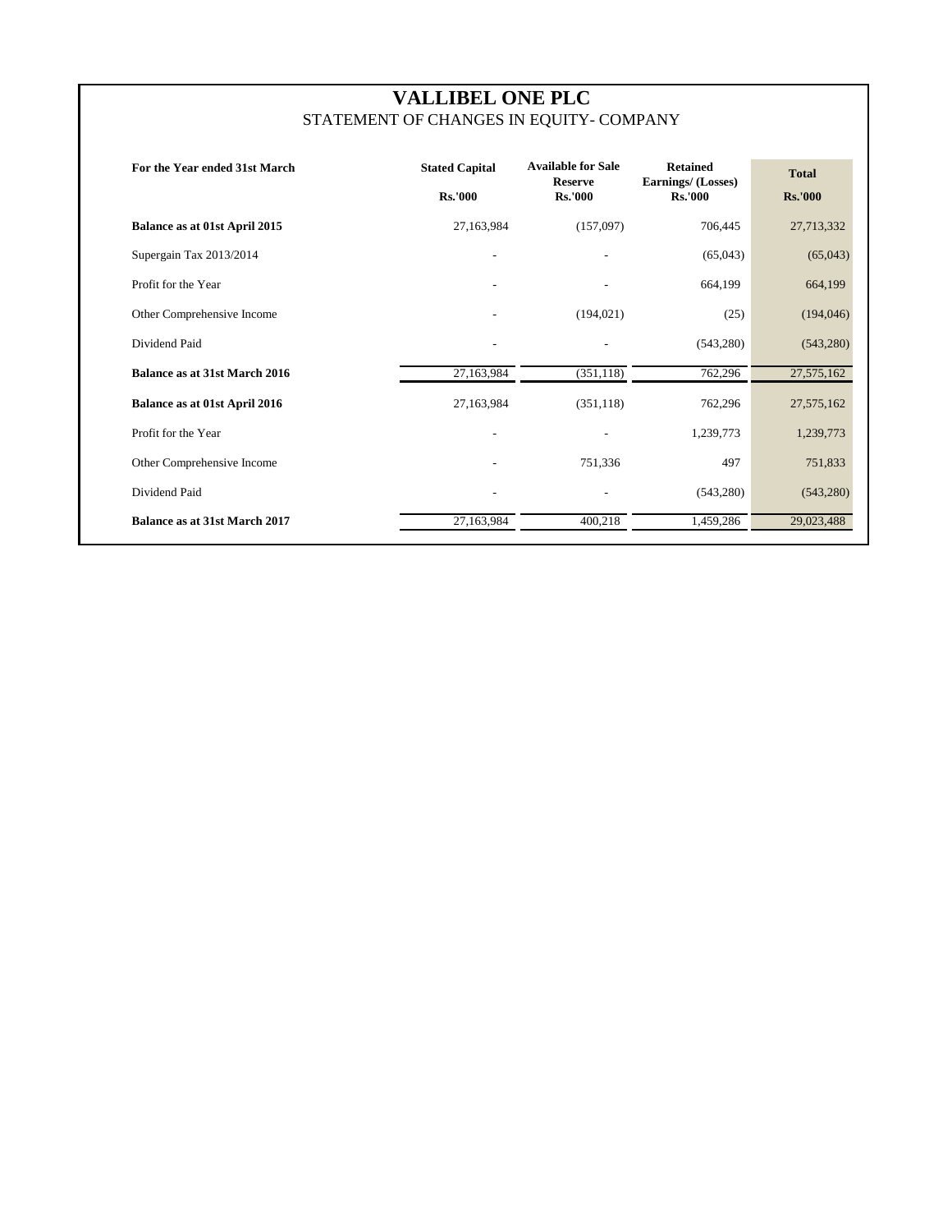# VALLIBEL ONE PLC

STATEMENT OF CHANGES IN EQUITY- COMPANY

| For the Year ended 31st March | Stated Capital<br>Rs.'000 | Available for Sale Reserve<br>Rs.'000 | Retained Earnings/ (Losses)<br>Rs.'000 | Total<br>Rs.'000 |
|---|---|---|---|---|
| **Balance as at 01st April 2015** | 27,163,984 | (157,097) | 706,445 | 27,713,332 |
| Supergain Tax 2013/2014 | - | - | (65,043) | (65,043) |
| Profit for the Year | - | - | 664,199 | 664,199 |
| Other Comprehensive Income | - | (194,021) | (25) | (194,046) |
| Dividend Paid | - | - | (543,280) | (543,280) |
| **Balance as at 31st March 2016** | 27,163,984 | (351,118) | 762,296 | 27,575,162 |
| **Balance as at 01st April 2016** | 27,163,984 | (351,118) | 762,296 | 27,575,162 |
| Profit for the Year | - | - | 1,239,773 | 1,239,773 |
| Other Comprehensive Income | - | 751,336 | 497 | 751,833 |
| Dividend Paid | - | - | (543,280) | (543,280) |
| **Balance as at 31st March 2017** | 27,163,984 | 400,218 | 1,459,286 | 29,023,488 |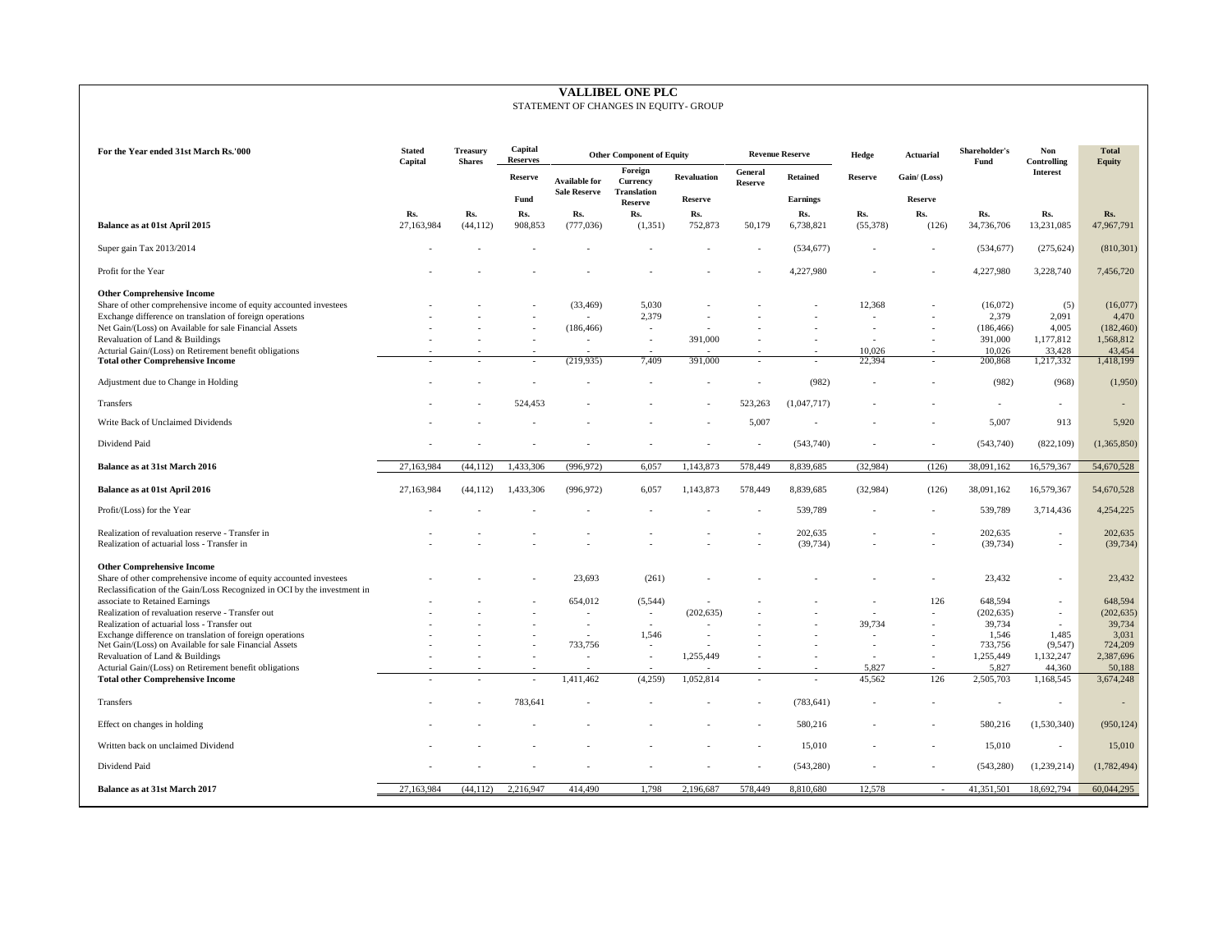# VALLIBEL ONE PLC

STATEMENT OF CHANGES IN EQUITY- GROUP

| For the Year ended 31st March Rs.'000 | Stated Capital | Treasury Shares | Capital Reserves | Other Component of Equity | | | Revenue Reserve | | Hedge | Actuarial | Shareholder's Fund | Non Controlling Interest | Total Equity |
|---|---|---|---|---|---|---|---|---|---|---|---|---|---|
| | | | Reserve Fund | Available for Sale Reserve | Foreign Currency Translation Reserve | Revaluation Reserve | General Reserve | Retained Earnings | Reserve | Gain/ (Loss) Reserve | | | |
| | Rs. | Rs. | Rs. | Rs. | Rs. | Rs. | | Rs. | Rs. | Rs. | Rs. | Rs. | Rs. |
| **Balance as at 01st April 2015** | 27,163,984 | (44,112) | 908,853 | (777,036) | (1,351) | 752,873 | 50,179 | 6,738,821 | (55,378) | (126) | 34,736,706 | 13,231,085 | 47,967,791 |
| Super gain Tax 2013/2014 | - | - | - | - | - | - | - | (534,677) | - | - | (534,677) | (275,624) | (810,301) |
| Profit for the Year | - | - | - | - | - | - | - | 4,227,980 | - | - | 4,227,980 | 3,228,740 | 7,456,720 |
| **Other Comprehensive Income** | | | | | | | | | | | | | |
| Share of other comprehensive income of equity accounted investees | - | - | - | (33,469) | 5,030 | - | - | - | 12,368 | - | (16,072) | (5) | (16,077) |
| Exchange difference on translation of foreign operations | - | - | - | - | 2,379 | - | - | - | - | - | 2,379 | 2,091 | 4,470 |
| Net Gain/(Loss) on Available for sale Financial Assets | - | - | - | (186,466) | - | - | - | - | - | - | (186,466) | 4,005 | (182,460) |
| Revaluation of Land & Buildings | - | - | - | - | - | 391,000 | - | - | - | - | 391,000 | 1,177,812 | 1,568,812 |
| Acturial Gain/(Loss) on Retirement benefit obligations | - | - | - | - | - | - | - | - | 10,026 | - | 10,026 | 33,428 | 43,454 |
| **Total other Comprehensive Income** | - | - | - | (219,935) | 7,409 | 391,000 | - | - | 22,394 | - | 200,868 | 1,217,332 | 1,418,199 |
| Adjustment due to Change in Holding | - | - | - | - | - | - | - | (982) | - | - | (982) | (968) | (1,950) |
| Transfers | - | - | 524,453 | - | - | - | 523,263 | (1,047,717) | - | - | - | - | - |
| Write Back of Unclaimed Dividends | - | - | - | - | - | - | 5,007 | - | - | - | 5,007 | 913 | 5,920 |
| Dividend Paid | - | - | - | - | - | - | - | (543,740) | - | - | (543,740) | (822,109) | (1,365,850) |
| **Balance as at 31st March 2016** | 27,163,984 | (44,112) | 1,433,306 | (996,972) | 6,057 | 1,143,873 | 578,449 | 8,839,685 | (32,984) | (126) | 38,091,162 | 16,579,367 | 54,670,528 |
| **Balance as at 01st April 2016** | 27,163,984 | (44,112) | 1,433,306 | (996,972) | 6,057 | 1,143,873 | 578,449 | 8,839,685 | (32,984) | (126) | 38,091,162 | 16,579,367 | 54,670,528 |
| Profit/(Loss) for the Year | - | - | - | - | - | - | - | 539,789 | - | - | 539,789 | 3,714,436 | 4,254,225 |
| Realization of revaluation reserve - Transfer in | - | - | - | - | - | - | - | 202,635 | - | - | 202,635 | - | 202,635 |
| Realization of actuarial loss - Transfer in | - | - | - | - | - | - | - | (39,734) | - | - | (39,734) | - | (39,734) |
| **Other Comprehensive Income** | | | | | | | | | | | | | |
| Share of other comprehensive income of equity accounted investees | - | - | - | 23,693 | (261) | - | - | - | - | - | 23,432 | - | 23,432 |
| Reclassification of the Gain/Loss Recognized in OCI by the investment in associate to Retained Earnings | - | - | - | 654,012 | (5,544) | - | - | - | - | 126 | 648,594 | - | 648,594 |
| Realization of revaluation reserve - Transfer out | - | - | - | - | - | (202,635) | - | - | - | - | (202,635) | - | (202,635) |
| Realization of actuarial loss - Transfer out | - | - | - | - | - | - | - | - | 39,734 | - | 39,734 | - | 39,734 |
| Exchange difference on translation of foreign operations | - | - | - | - | 1,546 | - | - | - | - | - | 1,546 | 1,485 | 3,031 |
| Net Gain/(Loss) on Available for sale Financial Assets | - | - | - | 733,756 | - | - | - | - | - | - | 733,756 | (9,547) | 724,209 |
| Revaluation of Land & Buildings | - | - | - | - | - | 1,255,449 | - | - | - | - | 1,255,449 | 1,132,247 | 2,387,696 |
| Acturial Gain/(Loss) on Retirement benefit obligations | - | - | - | - | - | - | - | - | 5,827 | - | 5,827 | 44,360 | 50,188 |
| **Total other Comprehensive Income** | - | - | - | 1,411,462 | (4,259) | 1,052,814 | - | - | 45,562 | 126 | 2,505,703 | 1,168,545 | 3,674,248 |
| Transfers | - | - | 783,641 | - | - | - | - | (783,641) | - | - | - | - | - |
| Effect on changes in holding | - | - | - | - | - | - | - | 580,216 | - | - | 580,216 | (1,530,340) | (950,124) |
| Written back on unclaimed Dividend | - | - | - | - | - | - | - | 15,010 | - | - | 15,010 | - | 15,010 |
| Dividend Paid | - | - | - | - | - | - | - | (543,280) | - | - | (543,280) | (1,239,214) | (1,782,494) |
| **Balance as at 31st March 2017** | 27,163,984 | (44,112) | 2,216,947 | 414,490 | 1,798 | 2,196,687 | 578,449 | 8,810,680 | 12,578 | - | 41,351,501 | 18,692,794 | 60,044,295 |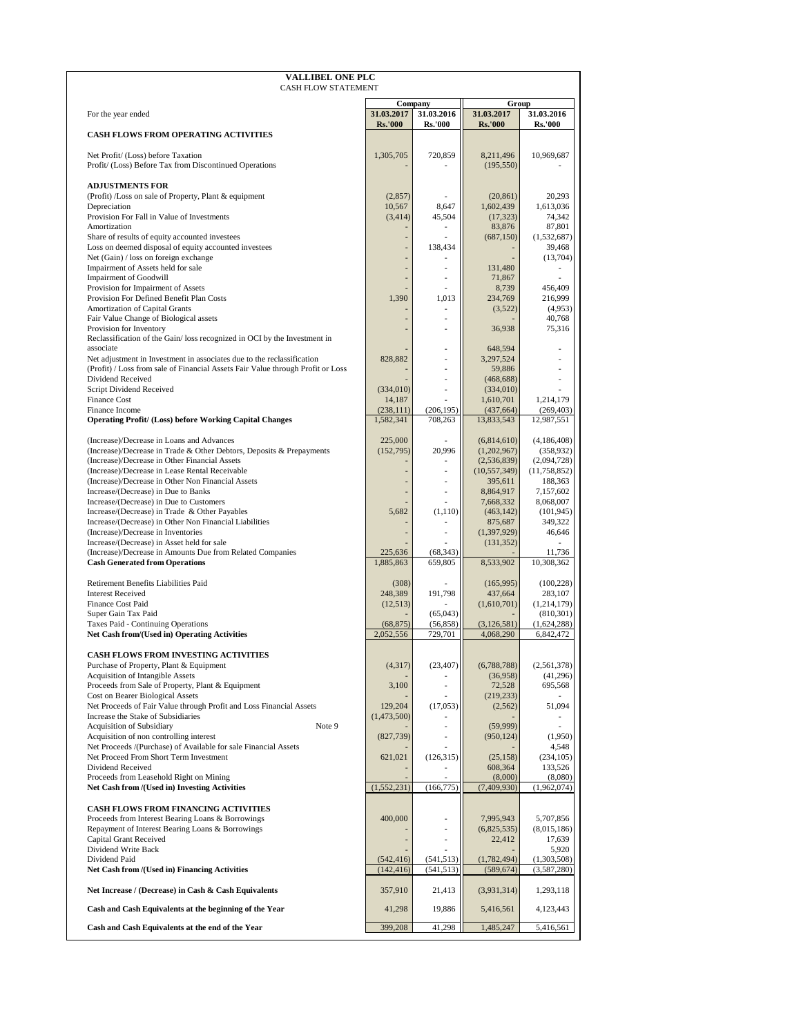# VALLIBEL ONE PLC

## CASH FLOW STATEMENT

| For the year ended | Company | | Group | |
|---|---|---|---|---|
| | 31.03.2017 | 31.03.2016 | 31.03.2017 | 31.03.2016 |
| | Rs.'000 | Rs.'000 | Rs.'000 | Rs.'000 |
| **CASH FLOWS FROM OPERATING ACTIVITIES** | | | | |
| Net Profit/ (Loss) before Taxation | 1,305,705 | 720,859 | 8,211,496 | 10,969,687 |
| Profit/ (Loss) Before Tax from Discontinued Operations | - | - | (195,550) | - |
| **ADJUSTMENTS FOR** | | | | |
| (Profit) /Loss on sale of Property, Plant & equipment | (2,857) | - | (20,861) | 20,293 |
| Depreciation | 10,567 | 8,647 | 1,602,439 | 1,613,036 |
| Provision For Fall in Value of Investments | (3,414) | 45,504 | (17,323) | 74,342 |
| Amortization | - | - | 83,876 | 87,801 |
| Share of results of equity accounted investees | - | - | (687,150) | (1,532,687) |
| Loss on deemed disposal of equity accounted investees | - | 138,434 | - | 39,468 |
| Net (Gain) / loss on foreign exchange | - | - | - | (13,704) |
| Impairment of Assets held for sale | - | - | 131,480 | - |
| Impairment of Goodwill | - | - | 71,867 | - |
| Provision for Impairment of Assets | - | - | 8,739 | 456,409 |
| Provision For Defined Benefit Plan Costs | 1,390 | 1,013 | 234,769 | 216,999 |
| Amortization of Capital Grants | - | - | (3,522) | (4,953) |
| Fair Value Change of Biological assets | - | - | - | 40,768 |
| Provision for Inventory | - | - | 36,938 | 75,316 |
| Reclassification of the Gain/ loss recognized in OCI by the Investment in associate | - | - | 648,594 | - |
| Net adjustment in Investment in associates due to the reclassification | 828,882 | - | 3,297,524 | - |
| (Profit) / Loss from sale of Financial Assets Fair Value through Profit or Loss | - | - | 59,886 | - |
| Dividend Received | - | - | (468,688) | - |
| Script Dividend Received | (334,010) | - | (334,010) | - |
| Finance Cost | 14,187 | - | 1,610,701 | 1,214,179 |
| Finance Income | (238,111) | (206,195) | (437,664) | (269,403) |
| **Operating Profit/ (Loss) before Working Capital Changes** | 1,582,341 | 708,263 | 13,833,543 | 12,987,551 |
| (Increase)/Decrease in Loans and Advances | 225,000 | - | (6,814,610) | (4,186,408) |
| (Increase)/Decrease in Trade & Other Debtors, Deposits & Prepayments | (152,795) | 20,996 | (1,202,967) | (358,932) |
| (Increase)/Decrease in Other Financial Assets | - | - | (2,536,839) | (2,094,728) |
| (Increase)/Decrease in Lease Rental Receivable | - | - | (10,557,349) | (11,758,852) |
| (Increase)/Decrease in Other Non Financial Assets | - | - | 395,611 | 188,363 |
| Increase/(Decrease) in Due to Banks | - | - | 8,864,917 | 7,157,602 |
| Increase/(Decrease) in Due to Customers | - | - | 7,668,332 | 8,068,007 |
| Increase/(Decrease) in Trade & Other Payables | 5,682 | (1,110) | (463,142) | (101,945) |
| Increase/(Decrease) in Other Non Financial Liabilities | - | - | 875,687 | 349,322 |
| (Increase)/Decrease in Inventories | - | - | (1,397,929) | 46,646 |
| Increase/(Decrease) in Asset held for sale | - | - | (131,352) | - |
| (Increase)/Decrease in Amounts Due from Related Companies | 225,636 | (68,343) | - | 11,736 |
| **Cash Generated from Operations** | 1,885,863 | 659,805 | 8,533,902 | 10,308,362 |
| Retirement Benefits Liabilities Paid | (308) | - | (165,995) | (100,228) |
| Interest Received | 248,389 | 191,798 | 437,664 | 283,107 |
| Finance Cost Paid | (12,513) | - | (1,610,701) | (1,214,179) |
| Super Gain Tax Paid | - | (65,043) | - | (810,301) |
| Taxes Paid - Continuing Operations | (68,875) | (56,858) | (3,126,581) | (1,624,288) |
| **Net Cash from/(Used in) Operating Activities** | 2,052,556 | 729,701 | 4,068,290 | 6,842,472 |
| **CASH FLOWS FROM INVESTING ACTIVITIES** | | | | |
| Purchase of Property, Plant & Equipment | (4,317) | (23,407) | (6,788,788) | (2,561,378) |
| Acquisition of Intangible Assets | - | - | (36,958) | (41,296) |
| Proceeds from Sale of Property, Plant & Equipment | 3,100 | - | 72,528 | 695,568 |
| Cost on Bearer Biological Assets | - | - | (219,233) | - |
| Net Proceeds of Fair Value through Profit and Loss Financial Assets | 129,204 | (17,053) | (2,562) | 51,094 |
| Increase the Stake of Subsidiaries | (1,473,500) | - | - | - |
| Acquisition of Subsidiary Note 9 | - | - | (59,999) | - |
| Acquisition of non controlling interest | (827,739) | - | (950,124) | (1,950) |
| Net Proceeds /(Purchase) of Available for sale Financial Assets | - | - | - | 4,548 |
| Net Proceed From Short Term Investment | 621,021 | (126,315) | (25,158) | (234,105) |
| Dividend Received | - | - | 608,364 | 133,526 |
| Proceeds from Leasehold Right on Mining | - | - | (8,000) | (8,080) |
| **Net Cash from /(Used in) Investing Activities** | (1,552,231) | (166,775) | (7,409,930) | (1,962,074) |
| **CASH FLOWS FROM FINANCING ACTIVITIES** | | | | |
| Proceeds from Interest Bearing Loans & Borrowings | 400,000 | - | 7,995,943 | 5,707,856 |
| Repayment of Interest Bearing Loans & Borrowings | - | - | (6,825,535) | (8,015,186) |
| Capital Grant Received | - | - | 22,412 | 17,639 |
| Dividend Write Back | - | - | - | 5,920 |
| Dividend Paid | (542,416) | (541,513) | (1,782,494) | (1,303,508) |
| **Net Cash from /(Used in) Financing Activities** | (142,416) | (541,513) | (589,674) | (3,587,280) |
| **Net Increase / (Decrease) in Cash & Cash Equivalents** | 357,910 | 21,413 | (3,931,314) | 1,293,118 |
| **Cash and Cash Equivalents at the beginning of the Year** | 41,298 | 19,886 | 5,416,561 | 4,123,443 |
| **Cash and Cash Equivalents at the end of the Year** | 399,208 | 41,298 | 1,485,247 | 5,416,561 |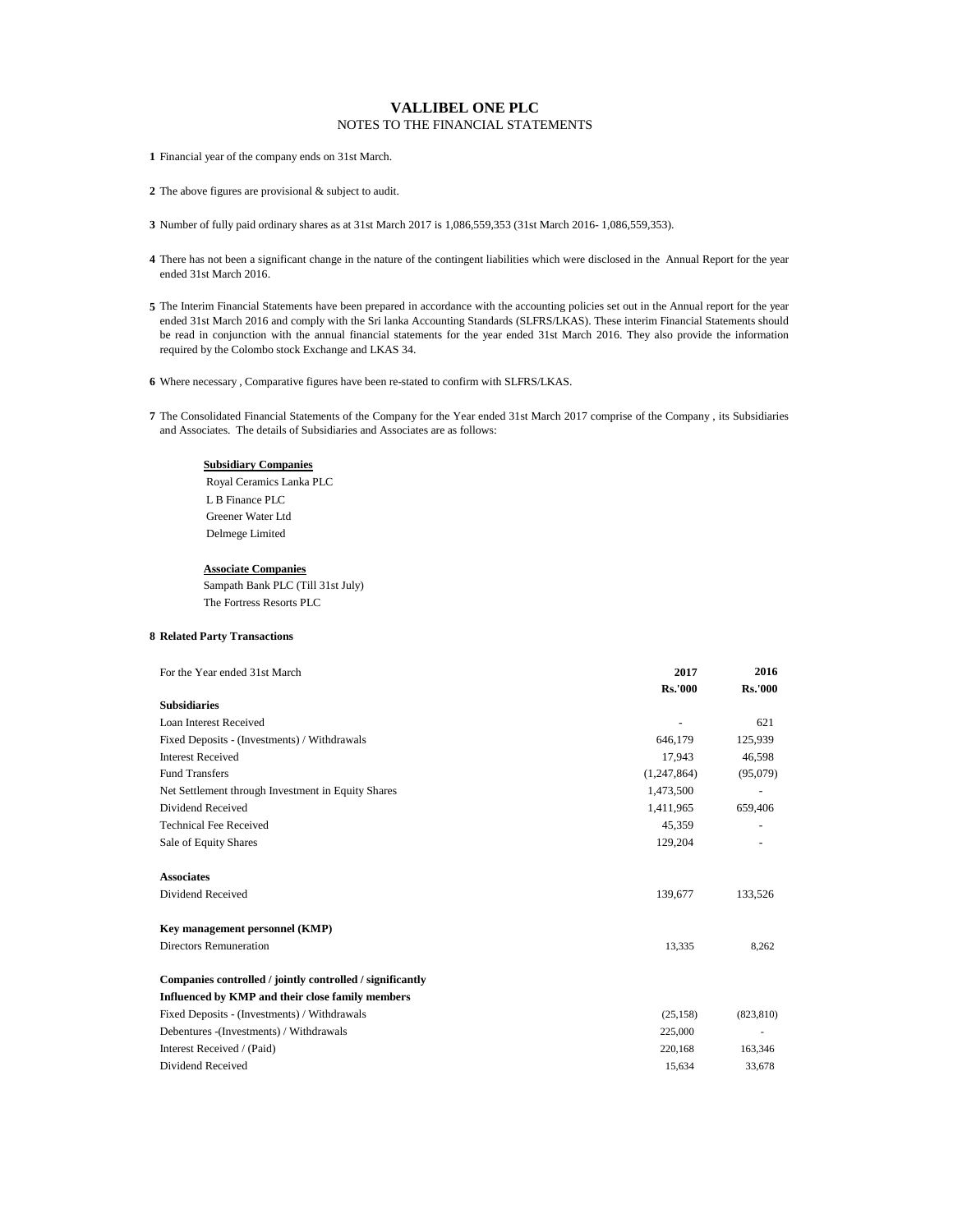# VALLIBEL ONE PLC

NOTES TO THE FINANCIAL STATEMENTS

**1** Financial year of the company ends on 31st March.

**2** The above figures are provisional & subject to audit.

**3** Number of fully paid ordinary shares as at 31st March 2017 is 1,086,559,353 (31st March 2016- 1,086,559,353).

**4** There has not been a significant change in the nature of the contingent liabilities which were disclosed in the Annual Report for the year ended 31st March 2016.

**5** The Interim Financial Statements have been prepared in accordance with the accounting policies set out in the Annual report for the year ended 31st March 2016 and comply with the Sri lanka Accounting Standards (SLFRS/LKAS). These interim Financial Statements should be read in conjunction with the annual financial statements for the year ended 31st March 2016. They also provide the information required by the Colombo stock Exchange and LKAS 34.

**6** Where necessary , Comparative figures have been re-stated to confirm with SLFRS/LKAS.

**7** The Consolidated Financial Statements of the Company for the Year ended 31st March 2017 comprise of the Company , its Subsidiaries and Associates. The details of Subsidiaries and Associates are as follows:

**Subsidiary Companies**

Royal Ceramics Lanka PLC
L B Finance PLC
Greener Water Ltd
Delmege Limited

**Associate Companies**

Sampath Bank PLC (Till 31st July)
The Fortress Resorts PLC

**8 Related Party Transactions**

| For the Year ended 31st March | 2017 | 2016 |
|---|---|---|
| | **Rs.'000** | **Rs.'000** |
| **Subsidiaries** | | |
| Loan Interest Received | - | 621 |
| Fixed Deposits - (Investments) / Withdrawals | 646,179 | 125,939 |
| Interest Received | 17,943 | 46,598 |
| Fund Transfers | (1,247,864) | (95,079) |
| Net Settlement through Investment in Equity Shares | 1,473,500 | - |
| Dividend Received | 1,411,965 | 659,406 |
| Technical Fee Received | 45,359 | - |
| Sale of Equity Shares | 129,204 | - |
| **Associates** | | |
| Dividend Received | 139,677 | 133,526 |
| **Key management personnel (KMP)** | | |
| Directors Remuneration | 13,335 | 8,262 |
| **Companies controlled / jointly controlled / significantly Influenced by KMP and their close family members** | | |
| Fixed Deposits - (Investments) / Withdrawals | (25,158) | (823,810) |
| Debentures -(Investments) / Withdrawals | 225,000 | - |
| Interest Received / (Paid) | 220,168 | 163,346 |
| Dividend Received | 15,634 | 33,678 |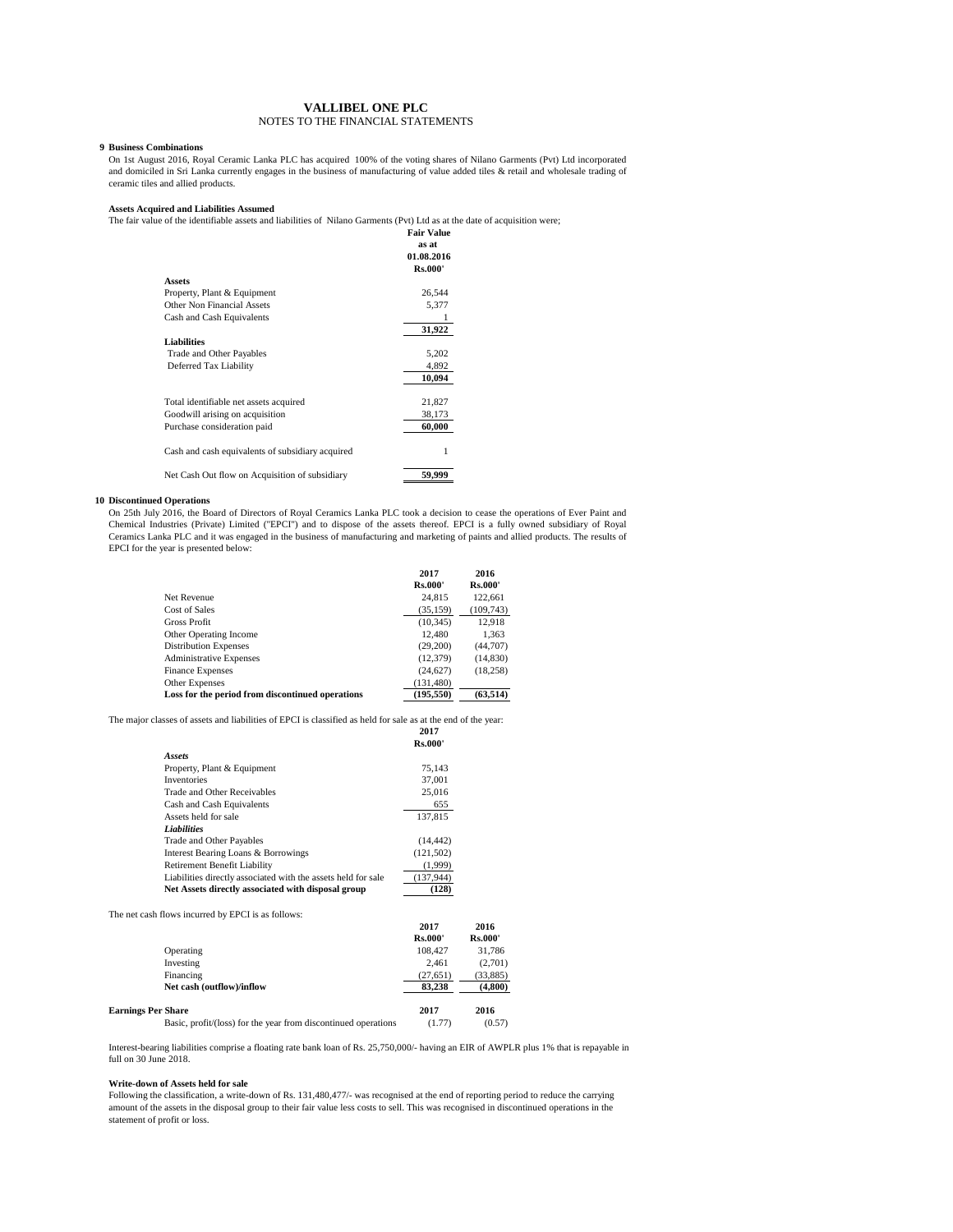# VALLIBEL ONE PLC

NOTES TO THE FINANCIAL STATEMENTS

## 9 Business Combinations

On 1st August 2016, Royal Ceramic Lanka PLC has acquired 100% of the voting shares of Nilano Garments (Pvt) Ltd incorporated and domiciled in Sri Lanka currently engages in the business of manufacturing of value added tiles & retail and wholesale trading of ceramic tiles and allied products.

**Assets Acquired and Liabilities Assumed**

The fair value of the identifiable assets and liabilities of Nilano Garments (Pvt) Ltd as at the date of acquisition were;

| | Fair Value as at 01.08.2016 Rs.000' |
|---|---|
| **Assets** | |
| Property, Plant & Equipment | 26,544 |
| Other Non Financial Assets | 5,377 |
| Cash and Cash Equivalents | 1 |
| | **31,922** |
| **Liabilities** | |
| Trade and Other Payables | 5,202 |
| Deferred Tax Liability | 4,892 |
| | **10,094** |
| Total identifiable net assets acquired | 21,827 |
| Goodwill arising on acquisition | 38,173 |
| Purchase consideration paid | **60,000** |
| Cash and cash equivalents of subsidiary acquired | 1 |
| Net Cash Out flow on Acquisition of subsidiary | **59,999** |

## 10 Discontinued Operations

On 25th July 2016, the Board of Directors of Royal Ceramics Lanka PLC took a decision to cease the operations of Ever Paint and Chemical Industries (Private) Limited ("EPCI") and to dispose of the assets thereof. EPCI is a fully owned subsidiary of Royal Ceramics Lanka PLC and it was engaged in the business of manufacturing and marketing of paints and allied products. The results of EPCI for the year is presented below:

| | 2017 Rs.000' | 2016 Rs.000' |
|---|---|---|
| Net Revenue | 24,815 | 122,661 |
| Cost of Sales | (35,159) | (109,743) |
| Gross Profit | (10,345) | 12,918 |
| Other Operating Income | 12,480 | 1,363 |
| Distribution Expenses | (29,200) | (44,707) |
| Administrative Expenses | (12,379) | (14,830) |
| Finance Expenses | (24,627) | (18,258) |
| Other Expenses | (131,480) | |
| **Loss for the period from discontinued operations** | **(195,550)** | **(63,514)** |

The major classes of assets and liabilities of EPCI is classified as held for sale as at the end of the year:

| | 2017 Rs.000' |
|---|---|
| ***Assets*** | |
| Property, Plant & Equipment | 75,143 |
| Inventories | 37,001 |
| Trade and Other Receivables | 25,016 |
| Cash and Cash Equivalents | 655 |
| Assets held for sale | 137,815 |
| ***Liabilities*** | |
| Trade and Other Payables | (14,442) |
| Interest Bearing Loans & Borrowings | (121,502) |
| Retirement Benefit Liability | (1,999) |
| Liabilities directly associated with the assets held for sale | (137,944) |
| **Net Assets directly associated with disposal group** | **(128)** |

The net cash flows incurred by EPCI is as follows:

| | 2017 Rs.000' | 2016 Rs.000' |
|---|---|---|
| Operating | 108,427 | 31,786 |
| Investing | 2,461 | (2,701) |
| Financing | (27,651) | (33,885) |
| **Net cash (outflow)/inflow** | **83,238** | **(4,800)** |

| **Earnings Per Share** | **2017** | **2016** |
|---|---|---|
| Basic, profit/(loss) for the year from discontinued operations | (1.77) | (0.57) |

Interest-bearing liabilities comprise a floating rate bank loan of Rs. 25,750,000/- having an EIR of AWPLR plus 1% that is repayable in full on 30 June 2018.

**Write-down of Assets held for sale**

Following the classification, a write-down of Rs. 131,480,477/- was recognised at the end of reporting period to reduce the carrying amount of the assets in the disposal group to their fair value less costs to sell. This was recognised in discontinued operations in the statement of profit or loss.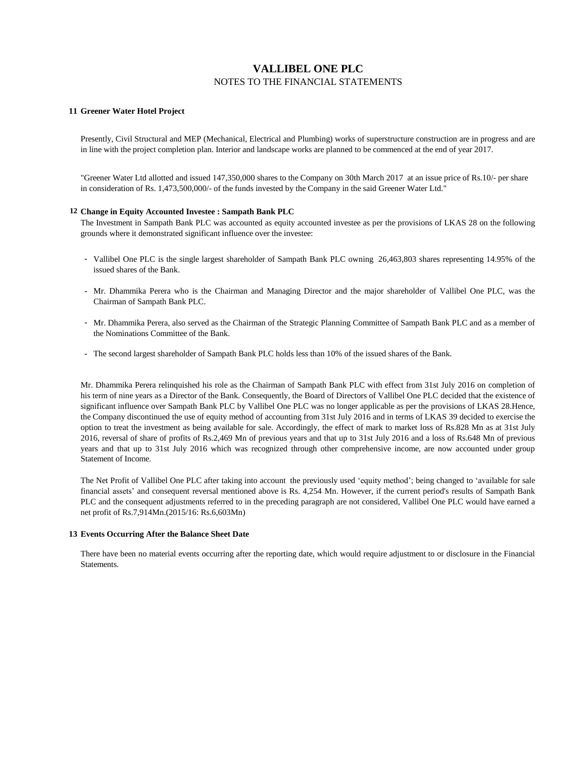# VALLIBEL ONE PLC

NOTES TO THE FINANCIAL STATEMENTS

### 11 Greener Water Hotel Project

Presently, Civil Structural and MEP (Mechanical, Electrical and Plumbing) works of superstructure construction are in progress and are in line with the project completion plan. Interior and landscape works are planned to be commenced at the end of year 2017.

"Greener Water Ltd allotted and issued 147,350,000 shares to the Company on 30th March 2017 at an issue price of Rs.10/- per share in consideration of Rs. 1,473,500,000/- of the funds invested by the Company in the said Greener Water Ltd."

### 12 Change in Equity Accounted Investee : Sampath Bank PLC

The Investment in Sampath Bank PLC was accounted as equity accounted investee as per the provisions of LKAS 28 on the following grounds where it demonstrated significant influence over the investee:

- Vallibel One PLC is the single largest shareholder of Sampath Bank PLC owning 26,463,803 shares representing 14.95% of the issued shares of the Bank.
- Mr. Dhammika Perera who is the Chairman and Managing Director and the major shareholder of Vallibel One PLC, was the Chairman of Sampath Bank PLC.
- Mr. Dhammika Perera, also served as the Chairman of the Strategic Planning Committee of Sampath Bank PLC and as a member of the Nominations Committee of the Bank.
- The second largest shareholder of Sampath Bank PLC holds less than 10% of the issued shares of the Bank.

Mr. Dhammika Perera relinquished his role as the Chairman of Sampath Bank PLC with effect from 31st July 2016 on completion of his term of nine years as a Director of the Bank. Consequently, the Board of Directors of Vallibel One PLC decided that the existence of significant influence over Sampath Bank PLC by Vallibel One PLC was no longer applicable as per the provisions of LKAS 28.Hence, the Company discontinued the use of equity method of accounting from 31st July 2016 and in terms of LKAS 39 decided to exercise the option to treat the investment as being available for sale. Accordingly, the effect of mark to market loss of Rs.828 Mn as at 31st July 2016, reversal of share of profits of Rs.2,469 Mn of previous years and that up to 31st July 2016 and a loss of Rs.648 Mn of previous years and that up to 31st July 2016 which was recognized through other comprehensive income, are now accounted under group Statement of Income.

The Net Profit of Vallibel One PLC after taking into account the previously used 'equity method'; being changed to 'available for sale financial assets' and consequent reversal mentioned above is Rs. 4,254 Mn. However, if the current period's results of Sampath Bank PLC and the consequent adjustments referred to in the preceding paragraph are not considered, Vallibel One PLC would have earned a net profit of Rs.7,914Mn.(2015/16: Rs.6,603Mn)

### 13 Events Occurring After the Balance Sheet Date

There have been no material events occurring after the reporting date, which would require adjustment to or disclosure in the Financial Statements.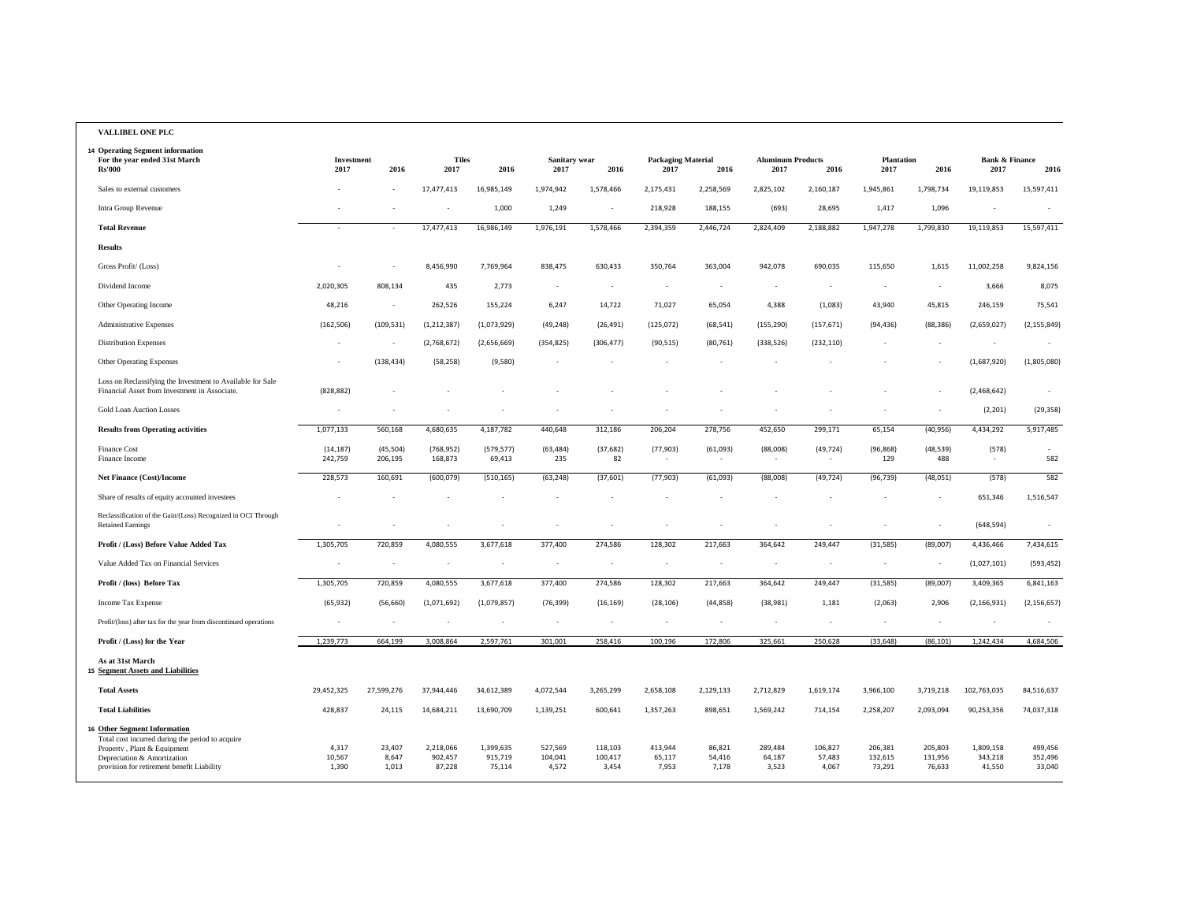**VALLIBEL ONE PLC**

**14 Operating Segment information**

| For the year ended 31st March Rs'000 | Investment 2017 | Investment 2016 | Tiles 2017 | Tiles 2016 | Sanitary wear 2017 | Sanitary wear 2016 | Packaging Material 2017 | Packaging Material 2016 | Aluminum Products 2017 | Aluminum Products 2016 | Plantation 2017 | Plantation 2016 | Bank & Finance 2017 | Bank & Finance 2016 |
|---|---|---|---|---|---|---|---|---|---|---|---|---|---|---|
| Sales to external customers | - | - | 17,477,413 | 16,985,149 | 1,974,942 | 1,578,466 | 2,175,431 | 2,258,569 | 2,825,102 | 2,160,187 | 1,945,861 | 1,798,734 | 19,119,853 | 15,597,411 |
| Intra Group Revenue | - | - | - | 1,000 | 1,249 | - | 218,928 | 188,155 | (693) | 28,695 | 1,417 | 1,096 | - | - |
| **Total Revenue** | - | - | 17,477,413 | 16,986,149 | 1,976,191 | 1,578,466 | 2,394,359 | 2,446,724 | 2,824,409 | 2,188,882 | 1,947,278 | 1,799,830 | 19,119,853 | 15,597,411 |
| **Results** | | | | | | | | | | | | | | |
| Gross Profit/ (Loss) | - | - | 8,456,990 | 7,769,964 | 838,475 | 630,433 | 350,764 | 363,004 | 942,078 | 690,035 | 115,650 | 1,615 | 11,002,258 | 9,824,156 |
| Dividend Income | 2,020,305 | 808,134 | 435 | 2,773 | - | - | - | - | - | - | - | - | 3,666 | 8,075 |
| Other Operating Income | 48,216 | - | 262,526 | 155,224 | 6,247 | 14,722 | 71,027 | 65,054 | 4,388 | (1,083) | 43,940 | 45,815 | 246,159 | 75,541 |
| Administrative Expenses | (162,506) | (109,531) | (1,212,387) | (1,073,929) | (49,248) | (26,491) | (125,072) | (68,541) | (155,290) | (157,671) | (94,436) | (88,386) | (2,659,027) | (2,155,849) |
| Distribution Expenses | - | - | (2,768,672) | (2,656,669) | (354,825) | (306,477) | (90,515) | (80,761) | (338,526) | (232,110) | - | - | - | - |
| Other Operating Expenses | - | (138,434) | (58,258) | (9,580) | - | - | - | - | - | - | - | - | (1,687,920) | (1,805,080) |
| Loss on Reclassifying the Investment to Available for Sale Financial Asset from Investment in Associate. | (828,882) | - | - | - | - | - | - | - | - | - | - | - | (2,468,642) | - |
| Gold Loan Auction Losses | - | - | - | - | - | - | - | - | - | - | - | - | (2,201) | (29,358) |
| **Results from Operating activities** | 1,077,133 | 560,168 | 4,680,635 | 4,187,782 | 440,648 | 312,186 | 206,204 | 278,756 | 452,650 | 299,171 | 65,154 | (40,956) | 4,434,292 | 5,917,485 |
| Finance Cost | (14,187) | (45,504) | (768,952) | (579,577) | (63,484) | (37,682) | (77,903) | (61,093) | (88,008) | (49,724) | (96,868) | (48,539) | (578) | - |
| Finance Income | 242,759 | 206,195 | 168,873 | 69,413 | 235 | 82 | - | - | - | - | 129 | 488 | - | 582 |
| **Net Finance (Cost)/Income** | 228,573 | 160,691 | (600,079) | (510,165) | (63,248) | (37,601) | (77,903) | (61,093) | (88,008) | (49,724) | (96,739) | (48,051) | (578) | 582 |
| Share of results of equity accounted investees | - | - | - | - | - | - | - | - | - | - | - | - | 651,346 | 1,516,547 |
| Reclassification of the Gain/(Loss) Recognized in OCI Through Retained Earnings | - | - | - | - | - | - | - | - | - | - | - | - | (648,594) | - |
| **Profit / (Loss) Before Value Added Tax** | 1,305,705 | 720,859 | 4,080,555 | 3,677,618 | 377,400 | 274,586 | 128,302 | 217,663 | 364,642 | 249,447 | (31,585) | (89,007) | 4,436,466 | 7,434,615 |
| Value Added Tax on Financial Services | - | - | - | - | - | - | - | - | - | - | - | - | (1,027,101) | (593,452) |
| **Profit / (loss) Before Tax** | 1,305,705 | 720,859 | 4,080,555 | 3,677,618 | 377,400 | 274,586 | 128,302 | 217,663 | 364,642 | 249,447 | (31,585) | (89,007) | 3,409,365 | 6,841,163 |
| Income Tax Expense | (65,932) | (56,660) | (1,071,692) | (1,079,857) | (76,399) | (16,169) | (28,106) | (44,858) | (38,981) | 1,181 | (2,063) | 2,906 | (2,166,931) | (2,156,657) |
| Profit/(loss) after tax for the year from discontinued operations | - | - | - | - | - | - | - | - | - | - | - | - | - | - |
| **Profit / (Loss) for the Year** | 1,239,773 | 664,199 | 3,008,864 | 2,597,761 | 301,001 | 258,416 | 100,196 | 172,806 | 325,661 | 250,628 | (33,648) | (86,101) | 1,242,434 | 4,684,506 |

**As at 31st March**

**15 Segment Assets and Liabilities**

| | Investment 2017 | Investment 2016 | Tiles 2017 | Tiles 2016 | Sanitary wear 2017 | Sanitary wear 2016 | Packaging Material 2017 | Packaging Material 2016 | Aluminum Products 2017 | Aluminum Products 2016 | Plantation 2017 | Plantation 2016 | Bank & Finance 2017 | Bank & Finance 2016 |
|---|---|---|---|---|---|---|---|---|---|---|---|---|---|---|
| **Total Assets** | 29,452,325 | 27,599,276 | 37,944,446 | 34,612,389 | 4,072,544 | 3,265,299 | 2,658,108 | 2,129,133 | 2,712,829 | 1,619,174 | 3,966,100 | 3,719,218 | 102,763,035 | 84,516,637 |
| **Total Liabilities** | 428,837 | 24,115 | 14,684,211 | 13,690,709 | 1,139,251 | 600,641 | 1,357,263 | 898,651 | 1,569,242 | 714,154 | 2,258,207 | 2,093,094 | 90,253,356 | 74,037,318 |

**16 Other Segment Information**

| | Investment 2017 | Investment 2016 | Tiles 2017 | Tiles 2016 | Sanitary wear 2017 | Sanitary wear 2016 | Packaging Material 2017 | Packaging Material 2016 | Aluminum Products 2017 | Aluminum Products 2016 | Plantation 2017 | Plantation 2016 | Bank & Finance 2017 | Bank & Finance 2016 |
|---|---|---|---|---|---|---|---|---|---|---|---|---|---|---|
| Total cost incurred during the period to acquire Property , Plant & Equipment | 4,317 | 23,407 | 2,218,066 | 1,399,635 | 527,569 | 118,103 | 413,944 | 86,821 | 289,484 | 106,827 | 206,381 | 205,803 | 1,809,158 | 499,456 |
| Depreciation & Amortization | 10,567 | 8,647 | 902,457 | 915,719 | 104,041 | 100,417 | 65,117 | 54,416 | 64,187 | 57,483 | 132,615 | 131,956 | 343,218 | 352,496 |
| provision for retirement benefit Liability | 1,390 | 1,013 | 87,228 | 75,114 | 4,572 | 3,454 | 7,953 | 7,178 | 3,523 | 4,067 | 73,291 | 76,633 | 41,550 | 33,040 |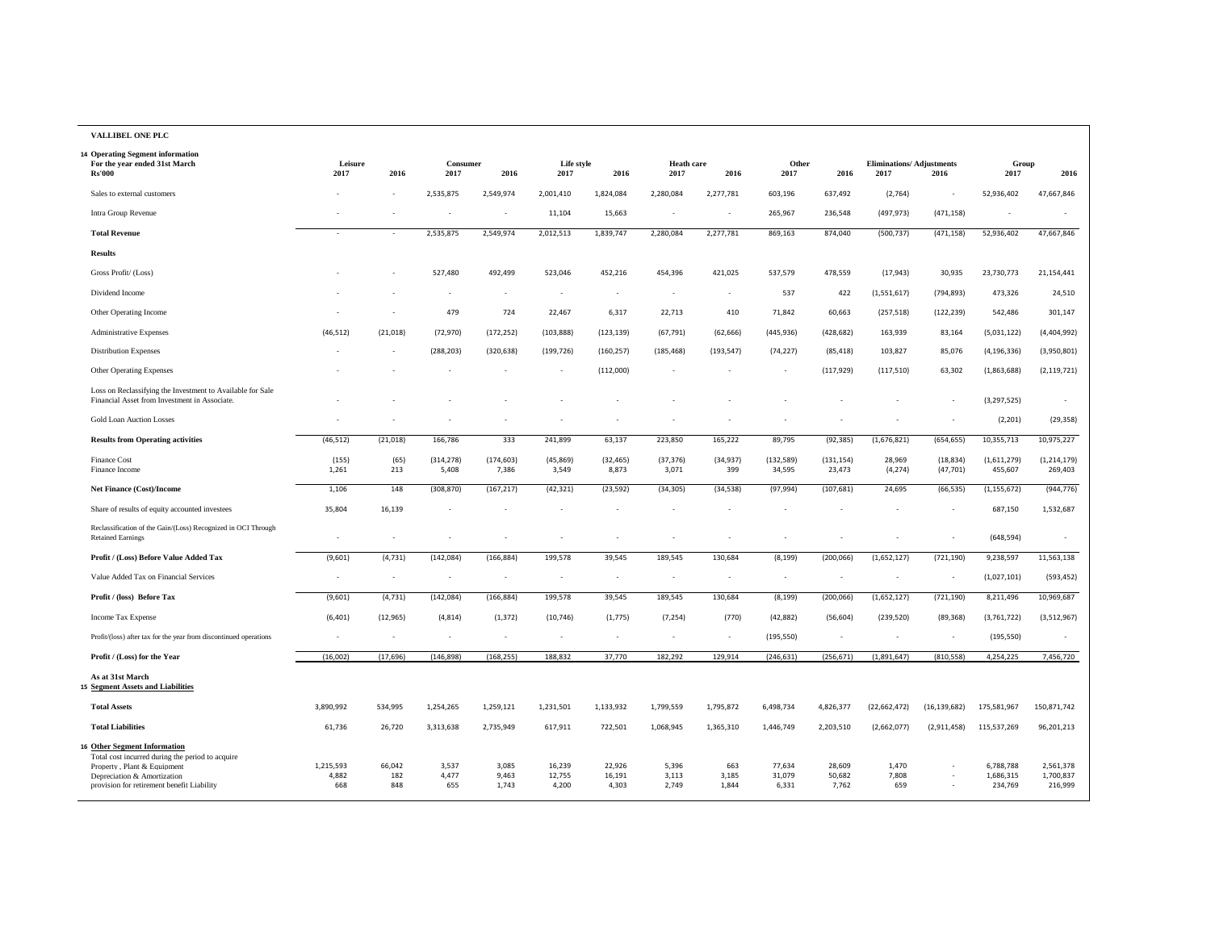**VALLIBEL ONE PLC**

**14 Operating Segment information**
**For the year ended 31st March**

| Rs'000 | Leisure 2017 | Leisure 2016 | Consumer 2017 | Consumer 2016 | Life style 2017 | Life style 2016 | Heath care 2017 | Heath care 2016 | Other 2017 | Other 2016 | Eliminations/ Adjustments 2017 | Eliminations/ Adjustments 2016 | Group 2017 | Group 2016 |
|---|---|---|---|---|---|---|---|---|---|---|---|---|---|---|
| Sales to external customers | - | - | 2,535,875 | 2,549,974 | 2,001,410 | 1,824,084 | 2,280,084 | 2,277,781 | 603,196 | 637,492 | (2,764) | - | 52,936,402 | 47,667,846 |
| Intra Group Revenue | - | - | - | - | 11,104 | 15,663 | - | - | 265,967 | 236,548 | (497,973) | (471,158) | - | - |
| **Total Revenue** | - | - | 2,535,875 | 2,549,974 | 2,012,513 | 1,839,747 | 2,280,084 | 2,277,781 | 869,163 | 874,040 | (500,737) | (471,158) | 52,936,402 | 47,667,846 |
| **Results** | | | | | | | | | | | | | | |
| Gross Profit/ (Loss) | - | - | 527,480 | 492,499 | 523,046 | 452,216 | 454,396 | 421,025 | 537,579 | 478,559 | (17,943) | 30,935 | 23,730,773 | 21,154,441 |
| Dividend Income | - | - | - | - | - | - | - | - | 537 | 422 | (1,551,617) | (794,893) | 473,326 | 24,510 |
| Other Operating Income | - | - | 479 | 724 | 22,467 | 6,317 | 22,713 | 410 | 71,842 | 60,663 | (257,518) | (122,239) | 542,486 | 301,147 |
| Administrative Expenses | (46,512) | (21,018) | (72,970) | (172,252) | (103,888) | (123,139) | (67,791) | (62,666) | (445,936) | (428,682) | 163,939 | 83,164 | (5,031,122) | (4,404,992) |
| Distribution Expenses | - | - | (288,203) | (320,638) | (199,726) | (160,257) | (185,468) | (193,547) | (74,227) | (85,418) | 103,827 | 85,076 | (4,196,336) | (3,950,801) |
| Other Operating Expenses | - | - | - | - | - | (112,000) | - | - | - | (117,929) | (117,510) | 63,302 | (1,863,688) | (2,119,721) |
| Loss on Reclassifying the Investment to Available for Sale Financial Asset from Investment in Associate. | - | - | - | - | - | - | - | - | - | - | - | - | (3,297,525) | - |
| Gold Loan Auction Losses | - | - | - | - | - | - | - | - | - | - | - | - | (2,201) | (29,358) |
| **Results from Operating activities** | (46,512) | (21,018) | 166,786 | 333 | 241,899 | 63,137 | 223,850 | 165,222 | 89,795 | (92,385) | (1,676,821) | (654,655) | 10,355,713 | 10,975,227 |
| Finance Cost | (155) | (65) | (314,278) | (174,603) | (45,869) | (32,465) | (37,376) | (34,937) | (132,589) | (131,154) | 28,969 | (18,834) | (1,611,279) | (1,214,179) |
| Finance Income | 1,261 | 213 | 5,408 | 7,386 | 3,549 | 8,873 | 3,071 | 399 | 34,595 | 23,473 | (4,274) | (47,701) | 455,607 | 269,403 |
| **Net Finance (Cost)/Income** | 1,106 | 148 | (308,870) | (167,217) | (42,321) | (23,592) | (34,305) | (34,538) | (97,994) | (107,681) | 24,695 | (66,535) | (1,155,672) | (944,776) |
| Share of results of equity accounted investees | 35,804 | 16,139 | - | - | - | - | - | - | - | - | - | - | 687,150 | 1,532,687 |
| Reclassification of the Gain/(Loss) Recognized in OCI Through Retained Earnings | - | - | - | - | - | - | - | - | - | - | - | - | (648,594) | - |
| **Profit / (Loss) Before Value Added Tax** | (9,601) | (4,731) | (142,084) | (166,884) | 199,578 | 39,545 | 189,545 | 130,684 | (8,199) | (200,066) | (1,652,127) | (721,190) | 9,238,597 | 11,563,138 |
| Value Added Tax on Financial Services | - | - | - | - | - | - | - | - | - | - | - | - | (1,027,101) | (593,452) |
| **Profit / (loss) Before Tax** | (9,601) | (4,731) | (142,084) | (166,884) | 199,578 | 39,545 | 189,545 | 130,684 | (8,199) | (200,066) | (1,652,127) | (721,190) | 8,211,496 | 10,969,687 |
| Income Tax Expense | (6,401) | (12,965) | (4,814) | (1,372) | (10,746) | (1,775) | (7,254) | (770) | (42,882) | (56,604) | (239,520) | (89,368) | (3,761,722) | (3,512,967) |
| Profit/(loss) after tax for the year from discontinued operations | - | - | - | - | - | - | - | - | (195,550) | - | - | - | (195,550) | - |
| **Profit / (Loss) for the Year** | (16,002) | (17,696) | (146,898) | (168,255) | 188,832 | 37,770 | 182,292 | 129,914 | (246,631) | (256,671) | (1,891,647) | (810,558) | 4,254,225 | 7,456,720 |
| **As at 31st March** | | | | | | | | | | | | | | |
| **15 Segment Assets and Liabilities** | | | | | | | | | | | | | | |
| **Total Assets** | 3,890,992 | 534,995 | 1,254,265 | 1,259,121 | 1,231,501 | 1,133,932 | 1,799,559 | 1,795,872 | 6,498,734 | 4,826,377 | (22,662,472) | (16,139,682) | 175,581,967 | 150,871,742 |
| **Total Liabilities** | 61,736 | 26,720 | 3,313,638 | 2,735,949 | 617,911 | 722,501 | 1,068,945 | 1,365,310 | 1,446,749 | 2,203,510 | (2,662,077) | (2,911,458) | 115,537,269 | 96,201,213 |
| **16 Other Segment Information** | | | | | | | | | | | | | | |
| Total cost incurred during the period to acquire Property , Plant & Equipment | 1,215,593 | 66,042 | 3,537 | 3,085 | 16,239 | 22,926 | 5,396 | 663 | 77,634 | 28,609 | 1,470 | - | 6,788,788 | 2,561,378 |
| Depreciation & Amortization | 4,882 | 182 | 4,477 | 9,463 | 12,755 | 16,191 | 3,113 | 3,185 | 31,079 | 50,682 | 7,808 | - | 1,686,315 | 1,700,837 |
| provision for retirement benefit Liability | 668 | 848 | 655 | 1,743 | 4,200 | 4,303 | 2,749 | 1,844 | 6,331 | 7,762 | 659 | - | 234,769 | 216,999 |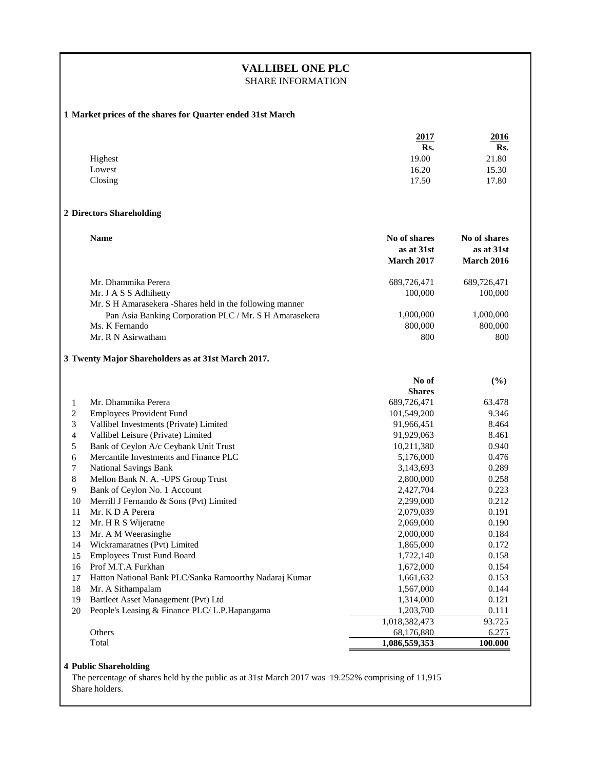# VALLIBEL ONE PLC

SHARE INFORMATION

## 1 Market prices of the shares for Quarter ended 31st March

| | 2017 | 2016 |
|---|---|---|
| | Rs. | Rs. |
| Highest | 19.00 | 21.80 |
| Lowest | 16.20 | 15.30 |
| Closing | 17.50 | 17.80 |

## 2 Directors Shareholding

| Name | No of shares as at 31st March 2017 | No of shares as at 31st March 2016 |
|---|---|---|
| Mr. Dhammika Perera | 689,726,471 | 689,726,471 |
| Mr. J A S S Adhihetty | 100,000 | 100,000 |
| Mr. S H Amarasekera -Shares held in the following manner | | |
| Pan Asia Banking Corporation PLC / Mr. S H Amarasekera | 1,000,000 | 1,000,000 |
| Ms. K Fernando | 800,000 | 800,000 |
| Mr. R N Asirwatham | 800 | 800 |

## 3 Twenty Major Shareholders as at 31st March 2017.

| | | No of Shares | (%) |
|---|---|---|---|
| 1 | Mr. Dhammika Perera | 689,726,471 | 63.478 |
| 2 | Employees Provident Fund | 101,549,200 | 9.346 |
| 3 | Vallibel Investments (Private) Limited | 91,966,451 | 8.464 |
| 4 | Vallibel Leisure (Private) Limited | 91,929,063 | 8.461 |
| 5 | Bank of Ceylon A/c Ceybank Unit Trust | 10,211,380 | 0.940 |
| 6 | Mercantile Investments and Finance PLC | 5,176,000 | 0.476 |
| 7 | National Savings Bank | 3,143,693 | 0.289 |
| 8 | Mellon Bank N. A. -UPS Group Trust | 2,800,000 | 0.258 |
| 9 | Bank of Ceylon No. 1 Account | 2,427,704 | 0.223 |
| 10 | Merrill J Fernando & Sons (Pvt) Limited | 2,299,000 | 0.212 |
| 11 | Mr. K D A Perera | 2,079,039 | 0.191 |
| 12 | Mr. H R S Wijeratne | 2,069,000 | 0.190 |
| 13 | Mr. A M Weerasinghe | 2,000,000 | 0.184 |
| 14 | Wickramaratnes (Pvt) Limited | 1,865,000 | 0.172 |
| 15 | Employees Trust Fund Board | 1,722,140 | 0.158 |
| 16 | Prof M.T.A Furkhan | 1,672,000 | 0.154 |
| 17 | Hatton National Bank PLC/Sanka Ramoorthy Nadaraj Kumar | 1,661,632 | 0.153 |
| 18 | Mr. A Sithampalam | 1,567,000 | 0.144 |
| 19 | Bartleet Asset Management (Pvt) Ltd | 1,314,000 | 0.121 |
| 20 | People's Leasing & Finance PLC/ L.P.Hapangama | 1,203,700 | 0.111 |
| | | 1,018,382,473 | 93.725 |
| | Others | 68,176,880 | 6.275 |
| | Total | **1,086,559,353** | **100.000** |

## 4 Public Shareholding

The percentage of shares held by the public as at 31st March 2017 was 19.252% comprising of 11,915 Share holders.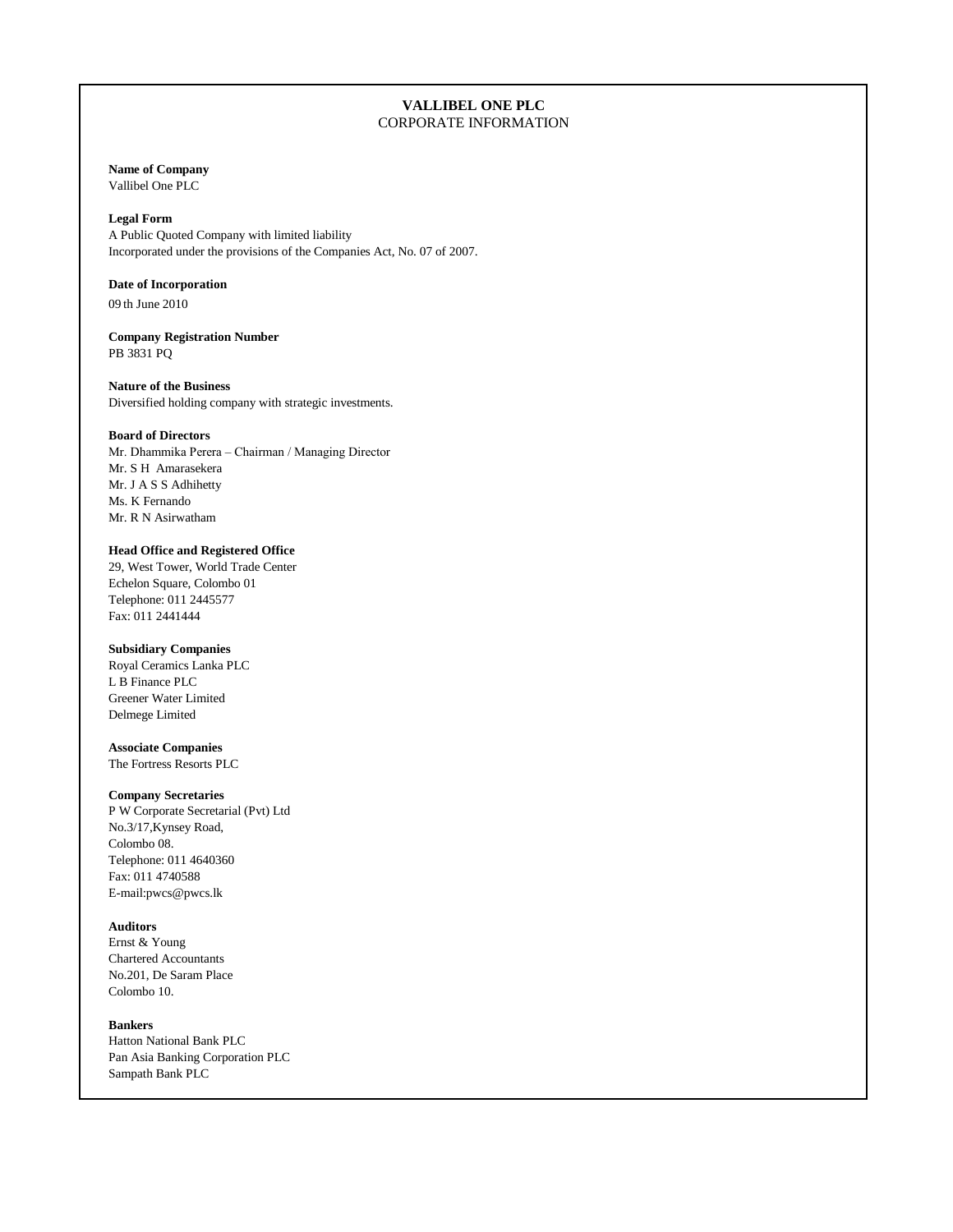# VALLIBEL ONE PLC

CORPORATE INFORMATION

**Name of Company**

Vallibel One PLC

**Legal Form**

A Public Quoted Company with limited liability

Incorporated under the provisions of the Companies Act, No. 07 of 2007.

**Date of Incorporation**

09 th June 2010

**Company Registration Number**

PB 3831 PQ

**Nature of the Business**

Diversified holding company with strategic investments.

**Board of Directors**

Mr. Dhammika Perera – Chairman / Managing Director

Mr. S H Amarasekera

Mr. J A S S Adhihetty

Ms. K Fernando

Mr. R N Asirwatham

**Head Office and Registered Office**

29, West Tower, World Trade Center

Echelon Square, Colombo 01

Telephone: 011 2445577

Fax: 011 2441444

**Subsidiary Companies**

Royal Ceramics Lanka PLC

L B Finance PLC

Greener Water Limited

Delmege Limited

**Associate Companies**

The Fortress Resorts PLC

**Company Secretaries**

P W Corporate Secretarial (Pvt) Ltd

No.3/17,Kynsey Road,

Colombo 08.

Telephone: 011 4640360

Fax: 011 4740588

E-mail:pwcs@pwcs.lk

**Auditors**

Ernst & Young

Chartered Accountants

No.201, De Saram Place

Colombo 10.

**Bankers**

Hatton National Bank PLC

Pan Asia Banking Corporation PLC

Sampath Bank PLC